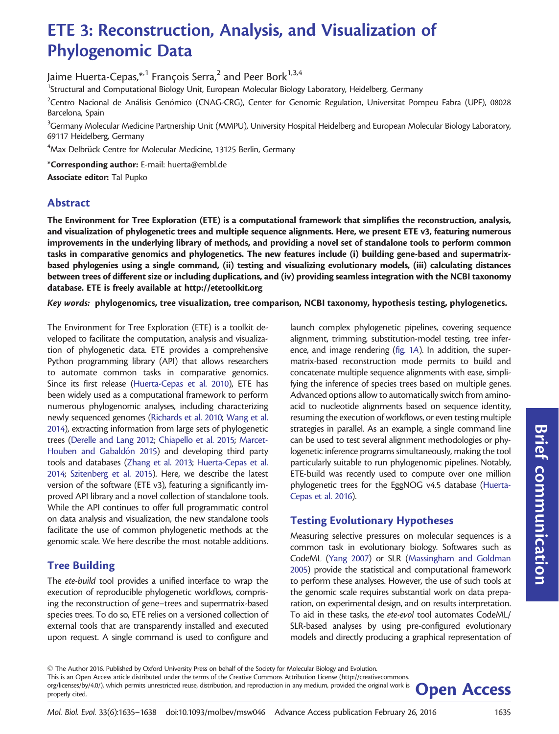# ETE 3: Reconstruction, Analysis, and Visualization of Phylogenomic Data

Jaime Huerta-Cepas,*[,1] François Serra,[2] and Peer Bork[1,3,4]

[1]Structural and Computational Biology Unit, European Molecular Biology Laboratory, Heidelberg, Germany

[2]Centro Nacional de Análisis Genómico (CNAG-CRG), Center for Genomic Regulation, Universitat Pompeu Fabra (UPF), 08028 Barcelona, Spain

[3]Germany Molecular Medicine Partnership Unit (MMPU), University Hospital Heidelberg and European Molecular Biology Laboratory, 69117 Heidelberg, Germany

[4]Max Delbrück Centre for Molecular Medicine, 13125 Berlin, Germany

***Corresponding author:** E-mail: huerta@embl.de

**Associate editor:** Tal Pupko

## Abstract

**The Environment for Tree Exploration (ETE) is a computational framework that simplifies the reconstruction, analysis, and visualization of phylogenetic trees and multiple sequence alignments. Here, we present ETE v3, featuring numerous improvements in the underlying library of methods, and providing a novel set of standalone tools to perform common tasks in comparative genomics and phylogenetics. The new features include (i) building gene-based and supermatrix-based phylogenies using a single command, (ii) testing and visualizing evolutionary models, (iii) calculating distances between trees of different size or including duplications, and (iv) providing seamless integration with the NCBI taxonomy database. ETE is freely available at http://etetoolkit.org**

***Key words:*** **phylogenomics, tree visualization, tree comparison, NCBI taxonomy, hypothesis testing, phylogenetics.**

The Environment for Tree Exploration (ETE) is a toolkit developed to facilitate the computation, analysis and visualization of phylogenetic data. ETE provides a comprehensive Python programming library (API) that allows researchers to automate common tasks in comparative genomics. Since its first release (Huerta-Cepas et al. 2010), ETE has been widely used as a computational framework to perform numerous phylogenomic analyses, including characterizing newly sequenced genomes (Richards et al. 2010; Wang et al. 2014), extracting information from large sets of phylogenetic trees (Derelle and Lang 2012; Chiapello et al. 2015; Marcet-Houben and Gabaldón 2015) and developing third party tools and databases (Zhang et al. 2013; Huerta-Cepas et al. 2014; Szitenberg et al. 2015). Here, we describe the latest version of the software (ETE v3), featuring a significantly improved API library and a novel collection of standalone tools. While the API continues to offer full programmatic control on data analysis and visualization, the new standalone tools facilitate the use of common phylogenetic methods at the genomic scale. We here describe the most notable additions.

## Tree Building

The *ete-build* tool provides a unified interface to wrap the execution of reproducible phylogenetic workflows, comprising the reconstruction of gene–trees and supermatrix-based species trees. To do so, ETE relies on a versioned collection of external tools that are transparently installed and executed upon request. A single command is used to configure and launch complex phylogenetic pipelines, covering sequence alignment, trimming, substitution-model testing, tree inference, and image rendering (fig. 1A). In addition, the supermatrix-based reconstruction mode permits to build and concatenate multiple sequence alignments with ease, simplifying the inference of species trees based on multiple genes. Advanced options allow to automatically switch from amino-acid to nucleotide alignments based on sequence identity, resuming the execution of workflows, or even testing multiple strategies in parallel. As an example, a single command line can be used to test several alignment methodologies or phylogenetic inference programs simultaneously, making the tool particularly suitable to run phylogenomic pipelines. Notably, ETE-build was recently used to compute over one million phylogenetic trees for the EggNOG v4.5 database (Huerta-Cepas et al. 2016).

## Testing Evolutionary Hypotheses

Measuring selective pressures on molecular sequences is a common task in evolutionary biology. Softwares such as CodeML (Yang 2007) or SLR (Massingham and Goldman 2005) provide the statistical and computational framework to perform these analyses. However, the use of such tools at the genomic scale requires substantial work on data preparation, on experimental design, and on results interpretation. To aid in these tasks, the *ete-evol* tool automates CodeML/SLR-based analyses by using pre-configured evolutionary models and directly producing a graphical representation of

© The Author 2016. Published by Oxford University Press on behalf of the Society for Molecular Biology and Evolution.
This is an Open Access article distributed under the terms of the Creative Commons Attribution License (http://creativecommons.org/licenses/by/4.0/), which permits unrestricted reuse, distribution, and reproduction in any medium, provided the original work is properly cited.

**Open Access**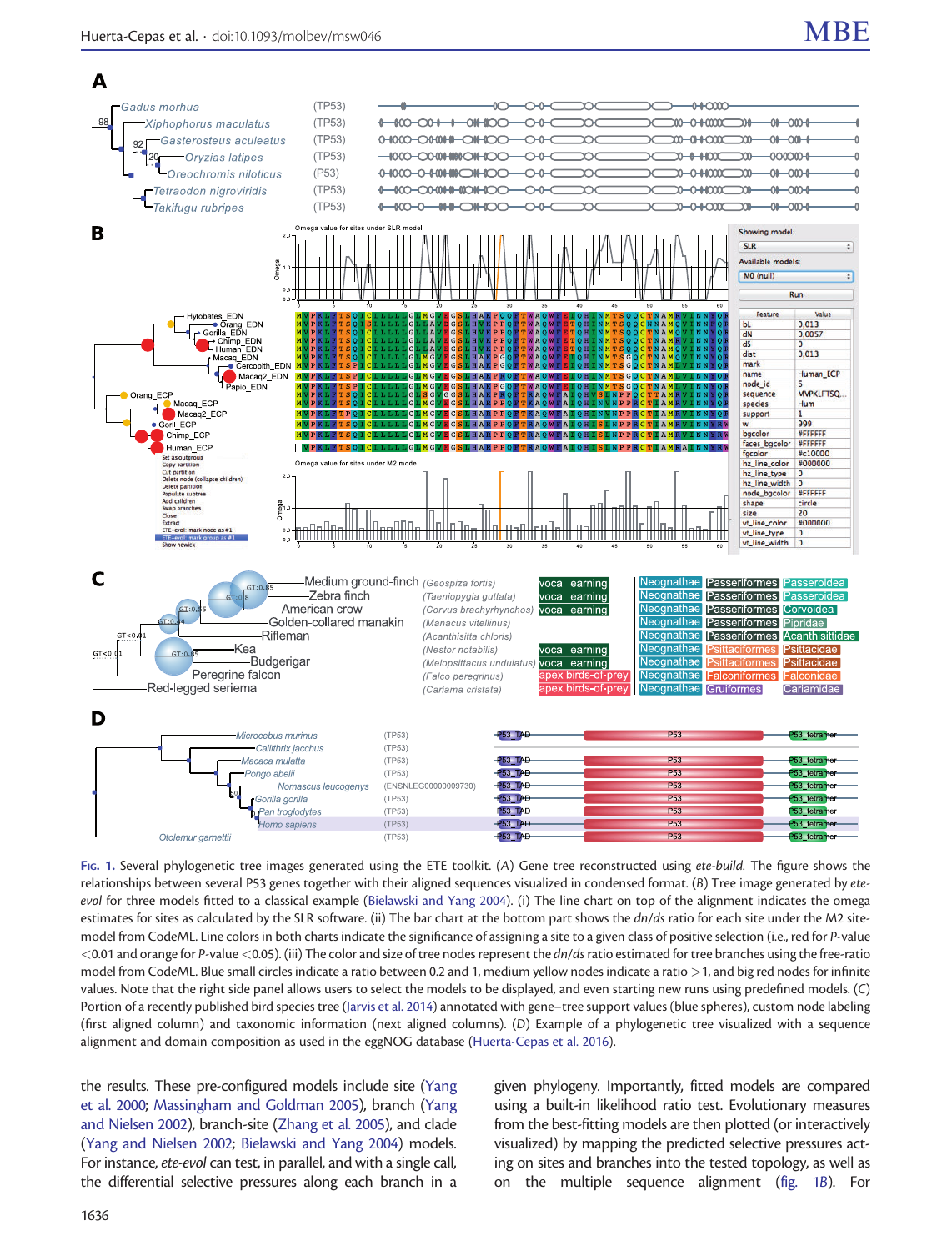Fig. 1. Several phylogenetic tree images generated using the ETE toolkit. (A) Gene tree reconstructed using *ete-build*. The figure shows the relationships between several P53 genes together with their aligned sequences visualized in condensed format. (B) Tree image generated by *ete-evol* for three models fitted to a classical example (Bielawski and Yang 2004). (i) The line chart on top of the alignment indicates the omega estimates for sites as calculated by the SLR software. (ii) The bar chart at the bottom part shows the *dn/ds* ratio for each site under the M2 site-model from CodeML. Line colors in both charts indicate the significance of assigning a site to a given class of positive selection (i.e., red for *P*-value <0.01 and orange for *P*-value <0.05). (iii) The color and size of tree nodes represent the *dn/ds* ratio estimated for tree branches using the free-ratio model from CodeML. Blue small circles indicate a ratio between 0.2 and 1, medium yellow nodes indicate a ratio >1, and big red nodes for infinite values. Note that the right side panel allows users to select the models to be displayed, and even starting new runs using predefined models. (C) Portion of a recently published bird species tree (Jarvis et al. 2014) annotated with gene–tree support values (blue spheres), custom node labeling (first aligned column) and taxonomic information (next aligned columns). (D) Example of a phylogenetic tree visualized with a sequence alignment and domain composition as used in the eggNOG database (Huerta-Cepas et al. 2016).

the results. These pre-configured models include site (Yang et al. 2000; Massingham and Goldman 2005), branch (Yang and Nielsen 2002), branch-site (Zhang et al. 2005), and clade (Yang and Nielsen 2002; Bielawski and Yang 2004) models. For instance, *ete-evol* can test, in parallel, and with a single call, the differential selective pressures along each branch in a given phylogeny. Importantly, fitted models are compared using a built-in likelihood ratio test. Evolutionary measures from the best-fitting models are then plotted (or interactively visualized) by mapping the predicted selective pressures acting on sites and branches into the tested topology, as well as on the multiple sequence alignment (fig. 1B). For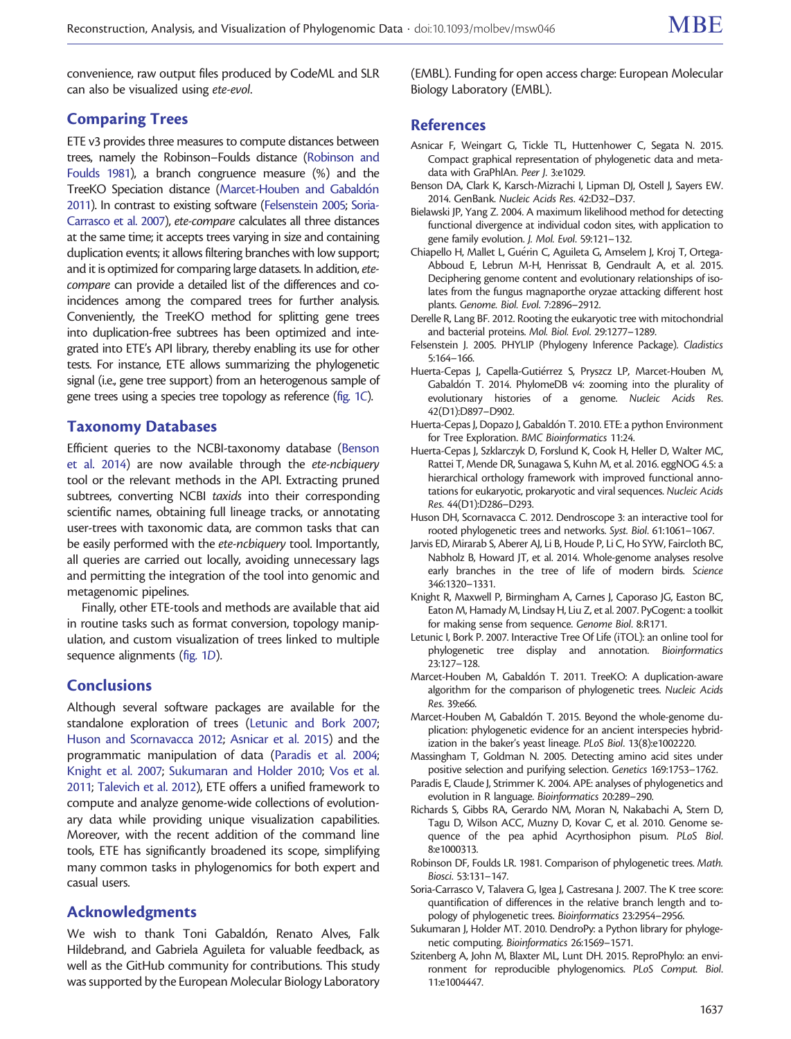convenience, raw output files produced by CodeML and SLR can also be visualized using *ete-evol*.

## Comparing Trees

ETE v3 provides three measures to compute distances between trees, namely the Robinson–Foulds distance (Robinson and Foulds 1981), a branch congruence measure (%) and the TreeKO Speciation distance (Marcet-Houben and Gabaldón 2011). In contrast to existing software (Felsenstein 2005; Soria-Carrasco et al. 2007), *ete-compare* calculates all three distances at the same time; it accepts trees varying in size and containing duplication events; it allows filtering branches with low support; and it is optimized for comparing large datasets. In addition, *ete-compare* can provide a detailed list of the differences and coincidences among the compared trees for further analysis. Conveniently, the TreeKO method for splitting gene trees into duplication-free subtrees has been optimized and integrated into ETE's API library, thereby enabling its use for other tests. For instance, ETE allows summarizing the phylogenetic signal (i.e., gene tree support) from an heterogenous sample of gene trees using a species tree topology as reference (fig. 1*C*).

## Taxonomy Databases

Efficient queries to the NCBI-taxonomy database (Benson et al. 2014) are now available through the *ete-ncbiquery* tool or the relevant methods in the API. Extracting pruned subtrees, converting NCBI *taxids* into their corresponding scientific names, obtaining full lineage tracks, or annotating user-trees with taxonomic data, are common tasks that can be easily performed with the *ete-ncbiquery* tool. Importantly, all queries are carried out locally, avoiding unnecessary lags and permitting the integration of the tool into genomic and metagenomic pipelines.

Finally, other ETE-tools and methods are available that aid in routine tasks such as format conversion, topology manipulation, and custom visualization of trees linked to multiple sequence alignments (fig. 1*D*).

## Conclusions

Although several software packages are available for the standalone exploration of trees (Letunic and Bork 2007; Huson and Scornavacca 2012; Asnicar et al. 2015) and the programmatic manipulation of data (Paradis et al. 2004; Knight et al. 2007; Sukumaran and Holder 2010; Vos et al. 2011; Talevich et al. 2012), ETE offers a unified framework to compute and analyze genome-wide collections of evolutionary data while providing unique visualization capabilities. Moreover, with the recent addition of the command line tools, ETE has significantly broadened its scope, simplifying many common tasks in phylogenomics for both expert and casual users.

## Acknowledgments

We wish to thank Toni Gabaldón, Renato Alves, Falk Hildebrand, and Gabriela Aguileta for valuable feedback, as well as the GitHub community for contributions. This study was supported by the European Molecular Biology Laboratory (EMBL). Funding for open access charge: European Molecular Biology Laboratory (EMBL).

## References

Asnicar F, Weingart G, Tickle TL, Huttenhower C, Segata N. 2015. Compact graphical representation of phylogenetic data and metadata with GraPhlAn. *Peer J.* 3:e1029.

Benson DA, Clark K, Karsch-Mizrachi I, Lipman DJ, Ostell J, Sayers EW. 2014. GenBank. *Nucleic Acids Res.* 42:D32–D37.

Bielawski JP, Yang Z. 2004. A maximum likelihood method for detecting functional divergence at individual codon sites, with application to gene family evolution. *J. Mol. Evol.* 59:121–132.

Chiapello H, Mallet L, Guérin C, Aguileta G, Amselem J, Kroj T, Ortega-Abboud E, Lebrun M-H, Henrissat B, Gendrault A, et al. 2015. Deciphering genome content and evolutionary relationships of isolates from the fungus magnaporthe oryzae attacking different host plants. *Genome. Biol. Evol.* 7:2896–2912.

Derelle R, Lang BF. 2012. Rooting the eukaryotic tree with mitochondrial and bacterial proteins. *Mol. Biol. Evol.* 29:1277–1289.

Felsenstein J. 2005. PHYLIP (Phylogeny Inference Package). *Cladistics* 5:164–166.

Huerta-Cepas J, Capella-Gutiérrez S, Pryszcz LP, Marcet-Houben M, Gabaldón T. 2014. PhylomeDB v4: zooming into the plurality of evolutionary histories of a genome. *Nucleic Acids Res.* 42(D1):D897–D902.

Huerta-Cepas J, Dopazo J, Gabaldón T. 2010. ETE: a python Environment for Tree Exploration. *BMC Bioinformatics* 11:24.

Huerta-Cepas J, Szklarczyk D, Forslund K, Cook H, Heller D, Walter MC, Rattei T, Mende DR, Sunagawa S, Kuhn M, et al. 2016. eggNOG 4.5: a hierarchical orthology framework with improved functional annotations for eukaryotic, prokaryotic and viral sequences. *Nucleic Acids Res.* 44(D1):D286–D293.

Huson DH, Scornavacca C. 2012. Dendroscope 3: an interactive tool for rooted phylogenetic trees and networks. *Syst. Biol.* 61:1061–1067.

Jarvis ED, Mirarab S, Aberer AJ, Li B, Houde P, Li C, Ho SYW, Faircloth BC, Nabholz B, Howard JT, et al. 2014. Whole-genome analyses resolve early branches in the tree of life of modern birds. *Science* 346:1320–1331.

Knight R, Maxwell P, Birmingham A, Carnes J, Caporaso JG, Easton BC, Eaton M, Hamady M, Lindsay H, Liu Z, et al. 2007. PyCogent: a toolkit for making sense from sequence. *Genome Biol.* 8:R171.

Letunic I, Bork P. 2007. Interactive Tree Of Life (iTOL): an online tool for phylogenetic tree display and annotation. *Bioinformatics* 23:127–128.

Marcet-Houben M, Gabaldón T. 2011. TreeKO: A duplication-aware algorithm for the comparison of phylogenetic trees. *Nucleic Acids Res.* 39:e66.

Marcet-Houben M, Gabaldón T. 2015. Beyond the whole-genome duplication: phylogenetic evidence for an ancient interspecies hybridization in the baker's yeast lineage. *PLoS Biol.* 13(8):e1002220.

Massingham T, Goldman N. 2005. Detecting amino acid sites under positive selection and purifying selection. *Genetics* 169:1753–1762.

Paradis E, Claude J, Strimmer K. 2004. APE: analyses of phylogenetics and evolution in R language. *Bioinformatics* 20:289–290.

Richards S, Gibbs RA, Gerardo NM, Moran N, Nakabachi A, Stern D, Tagu D, Wilson ACC, Muzny D, Kovar C, et al. 2010. Genome sequence of the pea aphid Acyrthosiphon pisum. *PLoS Biol.* 8:e1000313.

Robinson DF, Foulds LR. 1981. Comparison of phylogenetic trees. *Math. Biosci.* 53:131–147.

Soria-Carrasco V, Talavera G, Igea J, Castresana J. 2007. The K tree score: quantification of differences in the relative branch length and topology of phylogenetic trees. *Bioinformatics* 23:2954–2956.

Sukumaran J, Holder MT. 2010. DendroPy: a Python library for phylogenetic computing. *Bioinformatics* 26:1569–1571.

Szitenberg A, John M, Blaxter ML, Lunt DH. 2015. ReproPhylo: an environment for reproducible phylogenomics. *PLoS Comput. Biol.* 11:e1004447.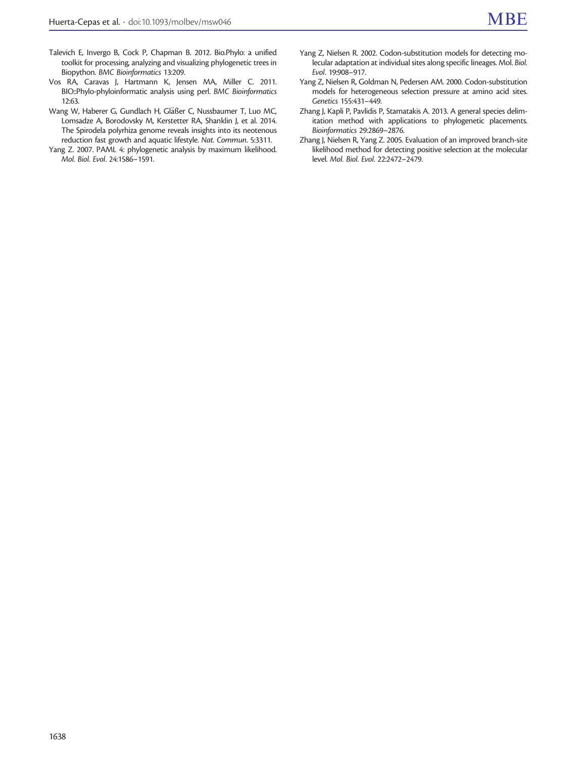Talevich E, Invergo B, Cock P, Chapman B. 2012. Bio.Phylo: a unified toolkit for processing, analyzing and visualizing phylogenetic trees in Biopython. *BMC Bioinformatics* 13:209.

Vos RA, Caravas J, Hartmann K, Jensen MA, Miller C. 2011. BIO::Phylo-phyloinformatic analysis using perl. *BMC Bioinformatics* 12:63.

Wang W, Haberer G, Gundlach H, Gläßer C, Nussbaumer T, Luo MC, Lomsadze A, Borodovsky M, Kerstetter RA, Shanklin J, et al. 2014. The Spirodela polyrhiza genome reveals insights into its neotenous reduction fast growth and aquatic lifestyle. *Nat. Commun*. 5:3311.

Yang Z. 2007. PAML 4: phylogenetic analysis by maximum likelihood. *Mol. Biol. Evol*. 24:1586–1591.

Yang Z, Nielsen R. 2002. Codon-substitution models for detecting molecular adaptation at individual sites along specific lineages. Mol. *Biol. Evol*. 19:908–917.

Yang Z, Nielsen R, Goldman N, Pedersen AM. 2000. Codon-substitution models for heterogeneous selection pressure at amino acid sites. *Genetics* 155:431–449.

Zhang J, Kapli P, Pavlidis P, Stamatakis A. 2013. A general species delimitation method with applications to phylogenetic placements. *Bioinformatics* 29:2869–2876.

Zhang J, Nielsen R, Yang Z. 2005. Evaluation of an improved branch-site likelihood method for detecting positive selection at the molecular level. *Mol. Biol. Evol*. 22:2472–2479.